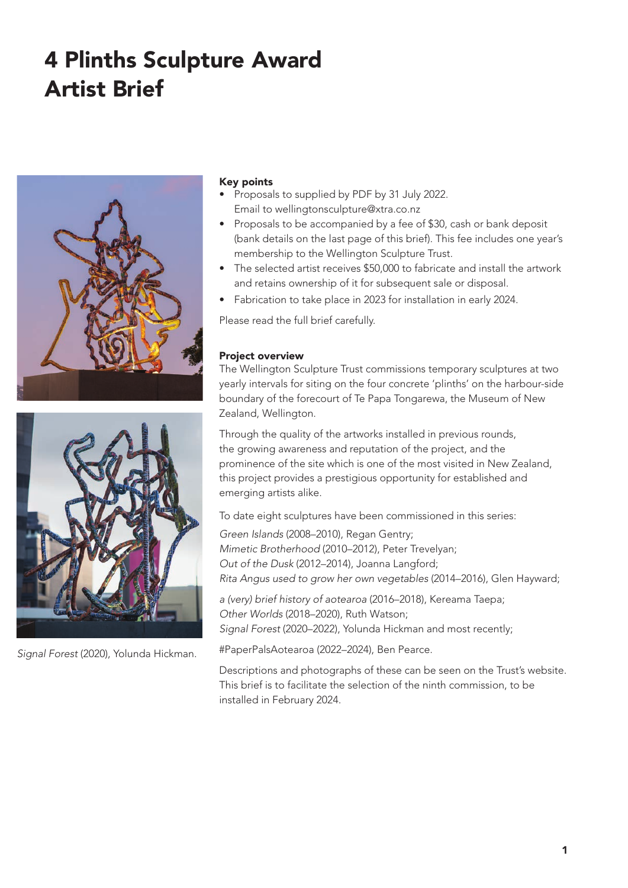# 4 Plinths Sculpture Award Artist Brief

*Signal Forest* (2020), Yolunda Hickman.

**Key points**

- Proposals to supplied by PDF by 31 July 2022. Email to wellingtonsculpture@xtra.co.nz
- Proposals to be accompanied by a fee of $30, cash or bank deposit (bank details on the last page of this brief). This fee includes one year's membership to the Wellington Sculpture Trust.
- The selected artist receives $50,000 to fabricate and install the artwork and retains ownership of it for subsequent sale or disposal.
- Fabrication to take place in 2023 for installation in early 2024.

Please read the full brief carefully.

**Project overview**

The Wellington Sculpture Trust commissions temporary sculptures at two yearly intervals for siting on the four concrete 'plinths' on the harbour-side boundary of the forecourt of Te Papa Tongarewa, the Museum of New Zealand, Wellington.

Through the quality of the artworks installed in previous rounds, the growing awareness and reputation of the project, and the prominence of the site which is one of the most visited in New Zealand, this project provides a prestigious opportunity for established and emerging artists alike.

To date eight sculptures have been commissioned in this series:

*Green Islands* (2008–2010), Regan Gentry;
*Mimetic Brotherhood* (2010–2012), Peter Trevelyan;
*Out of the Dusk* (2012–2014), Joanna Langford;
*Rita Angus used to grow her own vegetables* (2014–2016), Glen Hayward;

*a (very) brief history of aotearoa* (2016–2018), Kereama Taepa;
*Other Worlds* (2018–2020), Ruth Watson;
*Signal Forest* (2020–2022), Yolunda Hickman and most recently;

#PaperPalsAotearoa (2022–2024), Ben Pearce.

Descriptions and photographs of these can be seen on the Trust's website. This brief is to facilitate the selection of the ninth commission, to be installed in February 2024.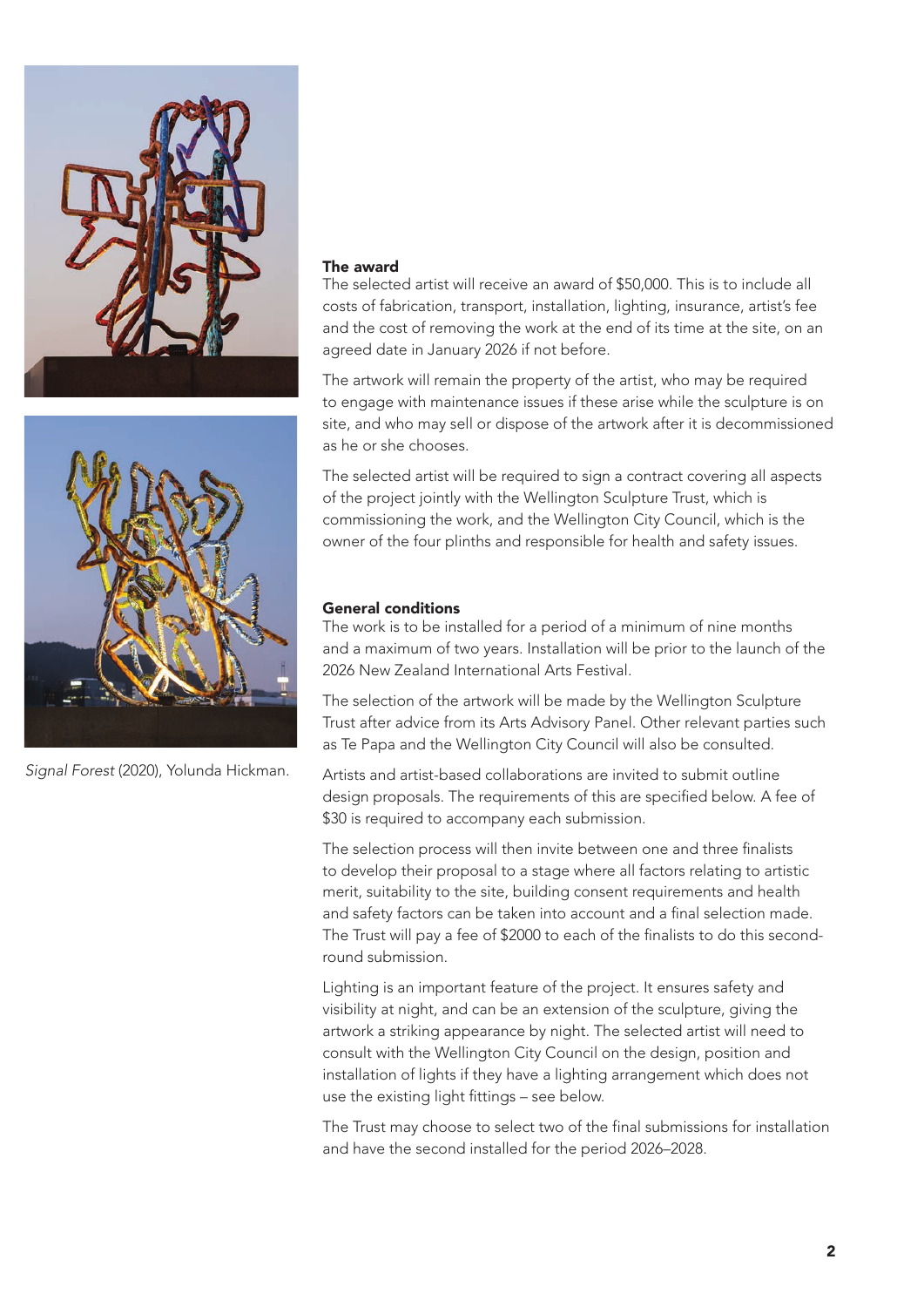*Signal Forest* (2020), Yolunda Hickman.

## The award

The selected artist will receive an award of $50,000. This is to include all costs of fabrication, transport, installation, lighting, insurance, artist's fee and the cost of removing the work at the end of its time at the site, on an agreed date in January 2026 if not before.

The artwork will remain the property of the artist, who may be required to engage with maintenance issues if these arise while the sculpture is on site, and who may sell or dispose of the artwork after it is decommissioned as he or she chooses.

The selected artist will be required to sign a contract covering all aspects of the project jointly with the Wellington Sculpture Trust, which is commissioning the work, and the Wellington City Council, which is the owner of the four plinths and responsible for health and safety issues.

## General conditions

The work is to be installed for a period of a minimum of nine months and a maximum of two years. Installation will be prior to the launch of the 2026 New Zealand International Arts Festival.

The selection of the artwork will be made by the Wellington Sculpture Trust after advice from its Arts Advisory Panel. Other relevant parties such as Te Papa and the Wellington City Council will also be consulted.

Artists and artist-based collaborations are invited to submit outline design proposals. The requirements of this are specified below. A fee of $30 is required to accompany each submission.

The selection process will then invite between one and three finalists to develop their proposal to a stage where all factors relating to artistic merit, suitability to the site, building consent requirements and health and safety factors can be taken into account and a final selection made. The Trust will pay a fee of $2000 to each of the finalists to do this second-round submission.

Lighting is an important feature of the project. It ensures safety and visibility at night, and can be an extension of the sculpture, giving the artwork a striking appearance by night. The selected artist will need to consult with the Wellington City Council on the design, position and installation of lights if they have a lighting arrangement which does not use the existing light fittings – see below.

The Trust may choose to select two of the final submissions for installation and have the second installed for the period 2026–2028.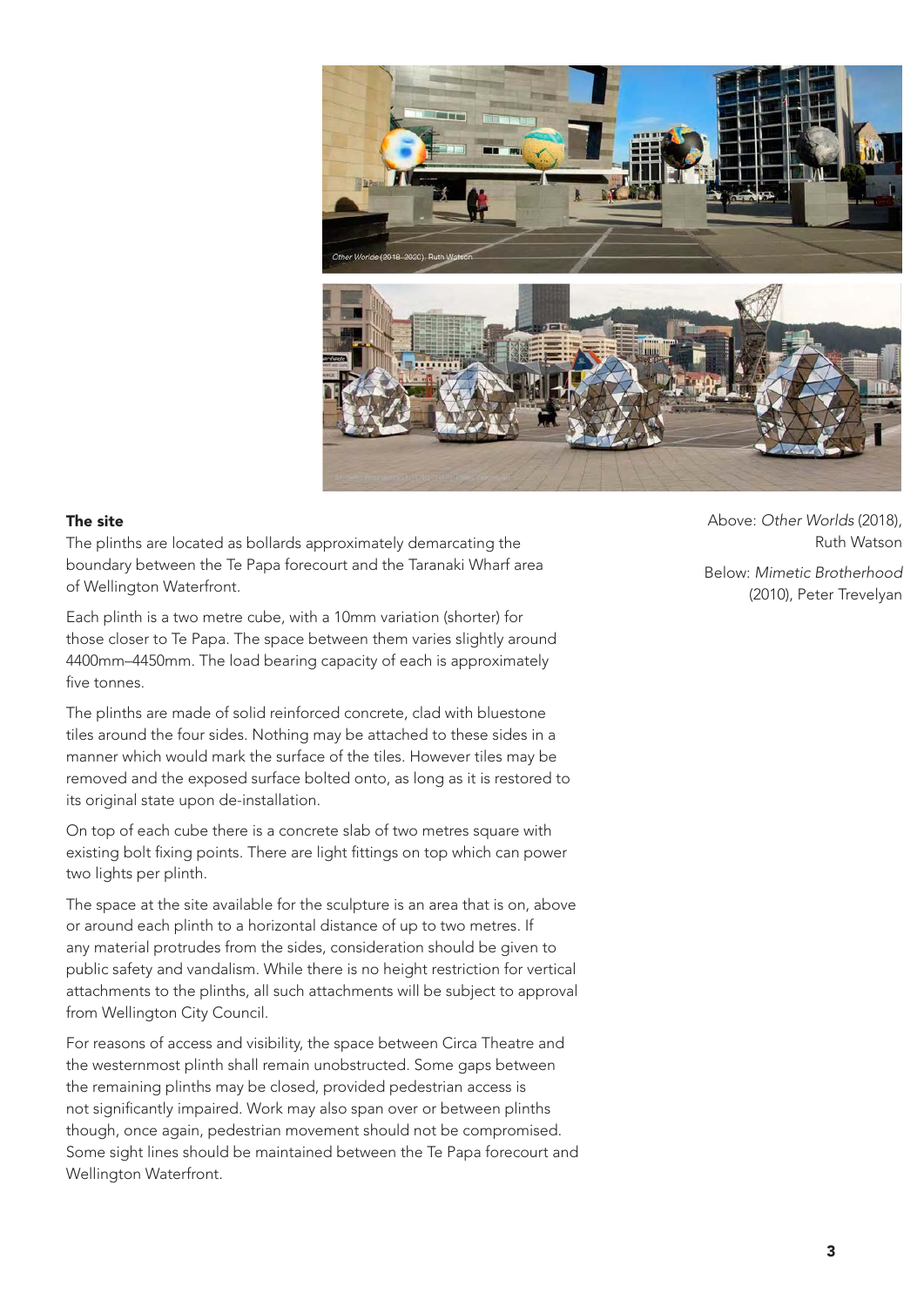Above: *Other Worlds* (2018), Ruth Watson

Below: *Mimetic Brotherhood* (2010), Peter Trevelyan

**The site**

The plinths are located as bollards approximately demarcating the boundary between the Te Papa forecourt and the Taranaki Wharf area of Wellington Waterfront.

Each plinth is a two metre cube, with a 10mm variation (shorter) for those closer to Te Papa. The space between them varies slightly around 4400mm–4450mm. The load bearing capacity of each is approximately five tonnes.

The plinths are made of solid reinforced concrete, clad with bluestone tiles around the four sides. Nothing may be attached to these sides in a manner which would mark the surface of the tiles. However tiles may be removed and the exposed surface bolted onto, as long as it is restored to its original state upon de-installation.

On top of each cube there is a concrete slab of two metres square with existing bolt fixing points. There are light fittings on top which can power two lights per plinth.

The space at the site available for the sculpture is an area that is on, above or around each plinth to a horizontal distance of up to two metres. If any material protrudes from the sides, consideration should be given to public safety and vandalism. While there is no height restriction for vertical attachments to the plinths, all such attachments will be subject to approval from Wellington City Council.

For reasons of access and visibility, the space between Circa Theatre and the westernmost plinth shall remain unobstructed. Some gaps between the remaining plinths may be closed, provided pedestrian access is not significantly impaired. Work may also span over or between plinths though, once again, pedestrian movement should not be compromised. Some sight lines should be maintained between the Te Papa forecourt and Wellington Waterfront.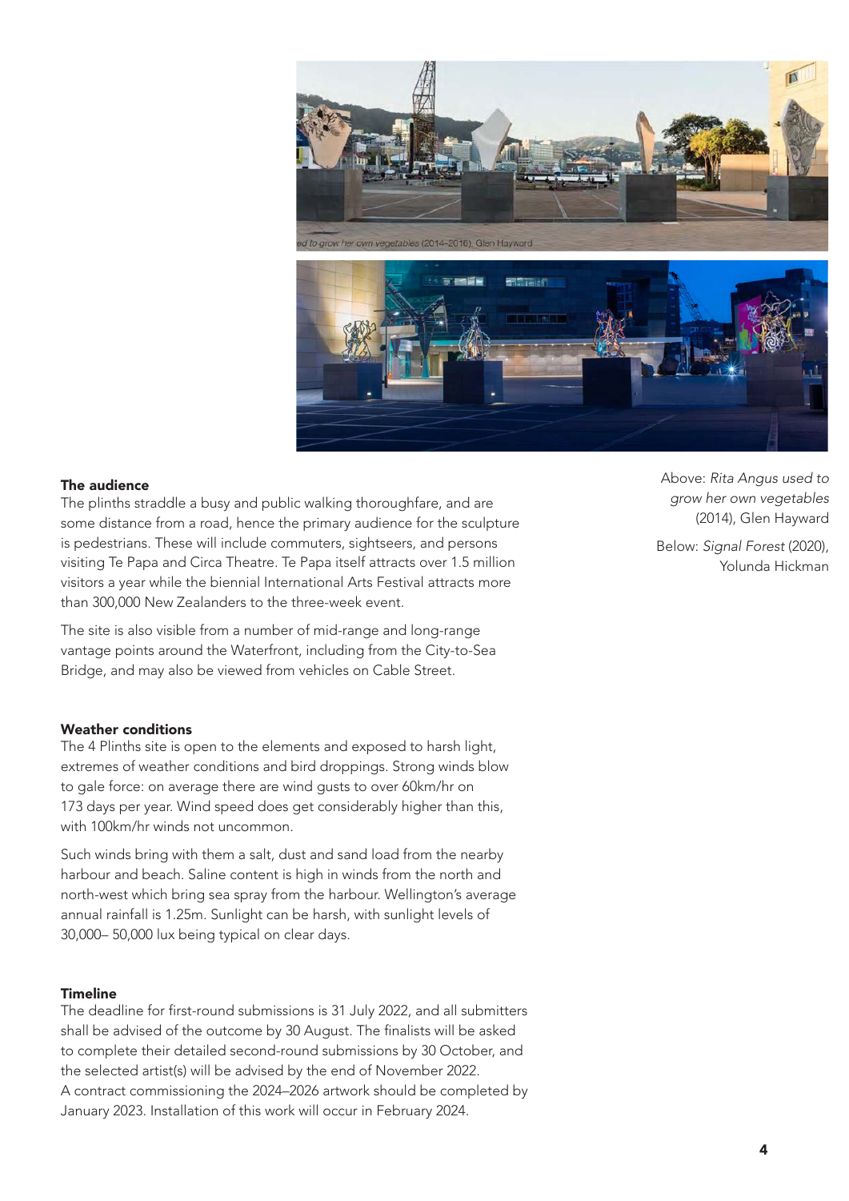Above: *Rita Angus used to grow her own vegetables* (2014), Glen Hayward

Below: *Signal Forest* (2020), Yolunda Hickman

## The audience

The plinths straddle a busy and public walking thoroughfare, and are some distance from a road, hence the primary audience for the sculpture is pedestrians. These will include commuters, sightseers, and persons visiting Te Papa and Circa Theatre. Te Papa itself attracts over 1.5 million visitors a year while the biennial International Arts Festival attracts more than 300,000 New Zealanders to the three-week event.

The site is also visible from a number of mid-range and long-range vantage points around the Waterfront, including from the City-to-Sea Bridge, and may also be viewed from vehicles on Cable Street.

## Weather conditions

The 4 Plinths site is open to the elements and exposed to harsh light, extremes of weather conditions and bird droppings. Strong winds blow to gale force: on average there are wind gusts to over 60km/hr on 173 days per year. Wind speed does get considerably higher than this, with 100km/hr winds not uncommon.

Such winds bring with them a salt, dust and sand load from the nearby harbour and beach. Saline content is high in winds from the north and north-west which bring sea spray from the harbour. Wellington's average annual rainfall is 1.25m. Sunlight can be harsh, with sunlight levels of 30,000– 50,000 lux being typical on clear days.

## Timeline

The deadline for first-round submissions is 31 July 2022, and all submitters shall be advised of the outcome by 30 August. The finalists will be asked to complete their detailed second-round submissions by 30 October, and the selected artist(s) will be advised by the end of November 2022. A contract commissioning the 2024–2026 artwork should be completed by January 2023. Installation of this work will occur in February 2024.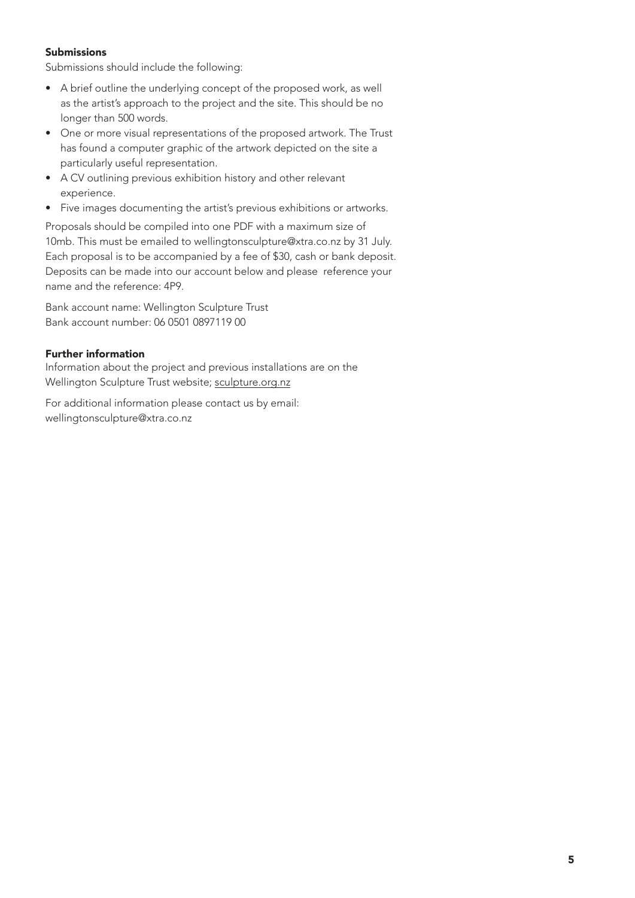### Submissions

Submissions should include the following:

- A brief outline the underlying concept of the proposed work, as well as the artist's approach to the project and the site. This should be no longer than 500 words.
- One or more visual representations of the proposed artwork. The Trust has found a computer graphic of the artwork depicted on the site a particularly useful representation.
- A CV outlining previous exhibition history and other relevant experience.
- Five images documenting the artist's previous exhibitions or artworks.

Proposals should be compiled into one PDF with a maximum size of 10mb. This must be emailed to wellingtonsculpture@xtra.co.nz by 31 July. Each proposal is to be accompanied by a fee of $30, cash or bank deposit. Deposits can be made into our account below and please reference your name and the reference: 4P9.

Bank account name: Wellington Sculpture Trust
Bank account number: 06 0501 0897119 00

### Further information

Information about the project and previous installations are on the Wellington Sculpture Trust website; sculpture.org.nz

For additional information please contact us by email:
wellingtonsculpture@xtra.co.nz